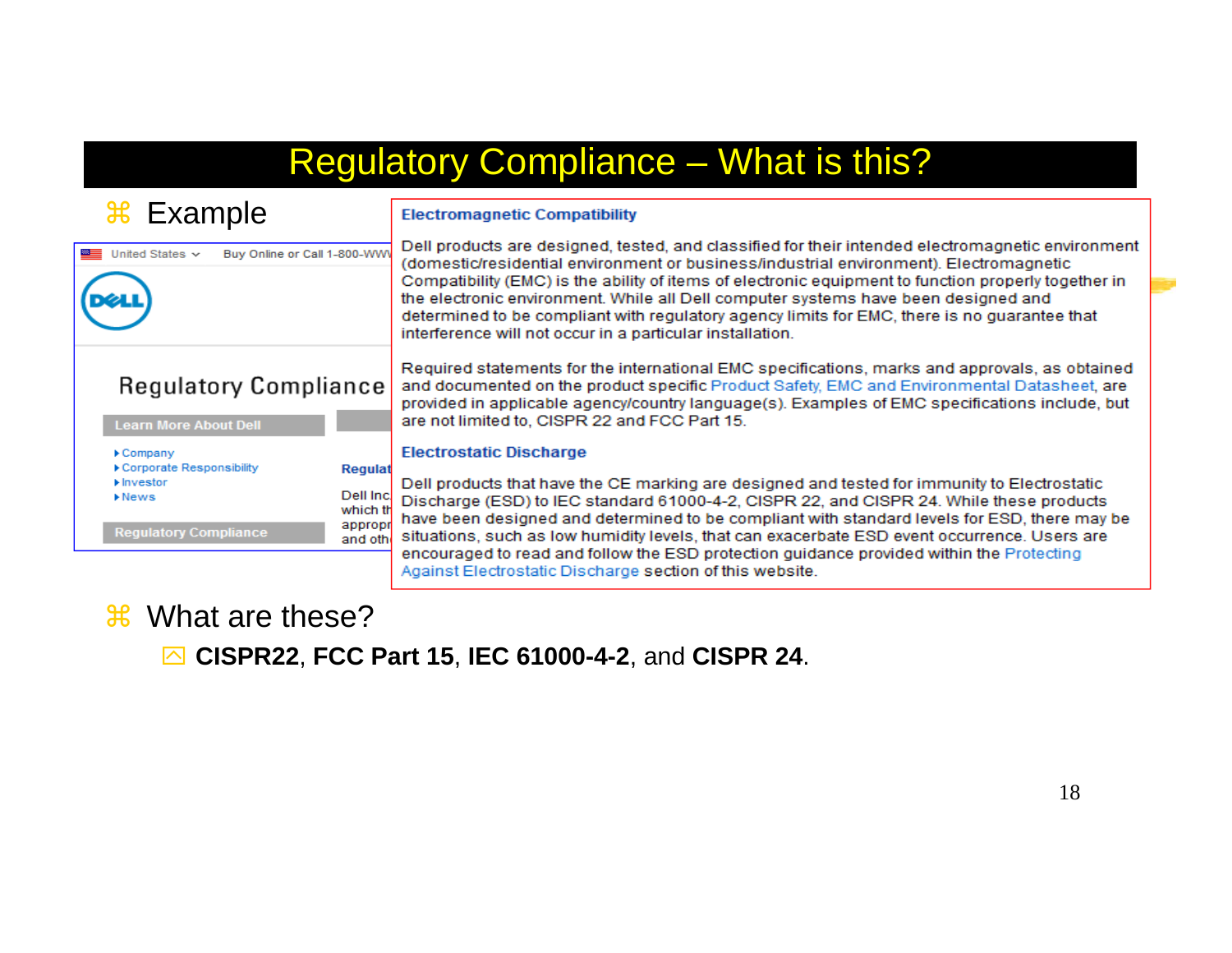# Regulatory Compliance – What is this?

- Example

United States Buy Online or Call 1-800-WWW

DELL

Regulatory Compliance

Learn More About Dell

- Company
- Corporate Responsibility
- Investor
- News

Regulatory Compliance

Regulat

Dell Inc
which th
appropr
and oth

**Electromagnetic Compatibility**

Dell products are designed, tested, and classified for their intended electromagnetic environment (domestic/residential environment or business/industrial environment). Electromagnetic Compatibility (EMC) is the ability of items of electronic equipment to function properly together in the electronic environment. While all Dell computer systems have been designed and determined to be compliant with regulatory agency limits for EMC, there is no guarantee that interference will not occur in a particular installation.

Required statements for the international EMC specifications, marks and approvals, as obtained and documented on the product specific Product Safety, EMC and Environmental Datasheet, are provided in applicable agency/country language(s). Examples of EMC specifications include, but are not limited to, CISPR 22 and FCC Part 15.

**Electrostatic Discharge**

Dell products that have the CE marking are designed and tested for immunity to Electrostatic Discharge (ESD) to IEC standard 61000-4-2, CISPR 22, and CISPR 24. While these products have been designed and determined to be compliant with standard levels for ESD, there may be situations, such as low humidity levels, that can exacerbate ESD event occurrence. Users are encouraged to read and follow the ESD protection guidance provided within the Protecting Against Electrostatic Discharge section of this website.

- What are these?
  - **CISPR22**, **FCC Part 15**, **IEC 61000-4-2**, and **CISPR 24**.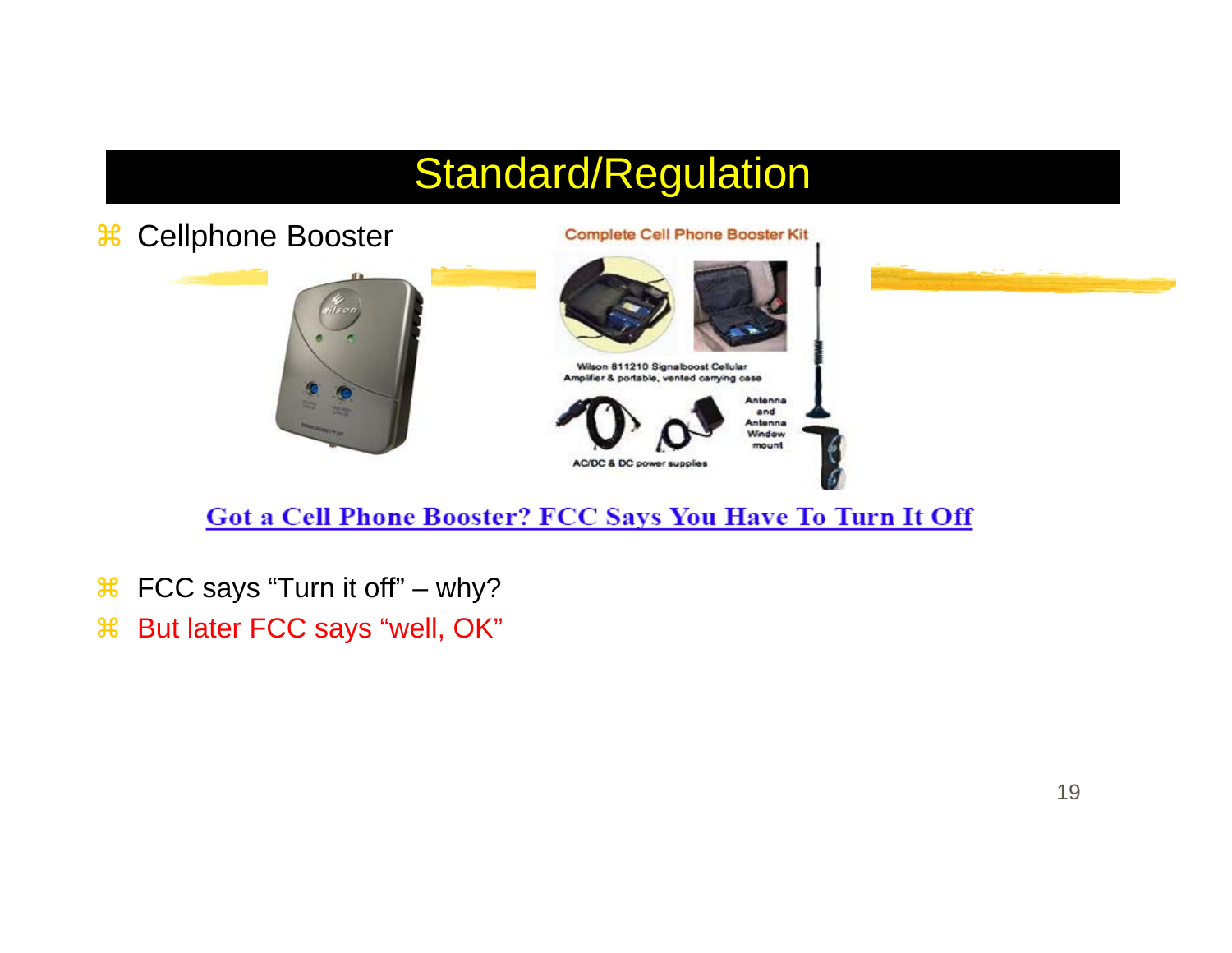# Standard/Regulation

- Cellphone Booster

Complete Cell Phone Booster Kit

Wilson 811210 Signalboost Cellular Amplifier & portable, vented carrying case

AC/DC & DC power supplies

Antenna and Antenna Window mount

Got a Cell Phone Booster? FCC Says You Have To Turn It Off

- FCC says “Turn it off” – why?
- But later FCC says “well, OK”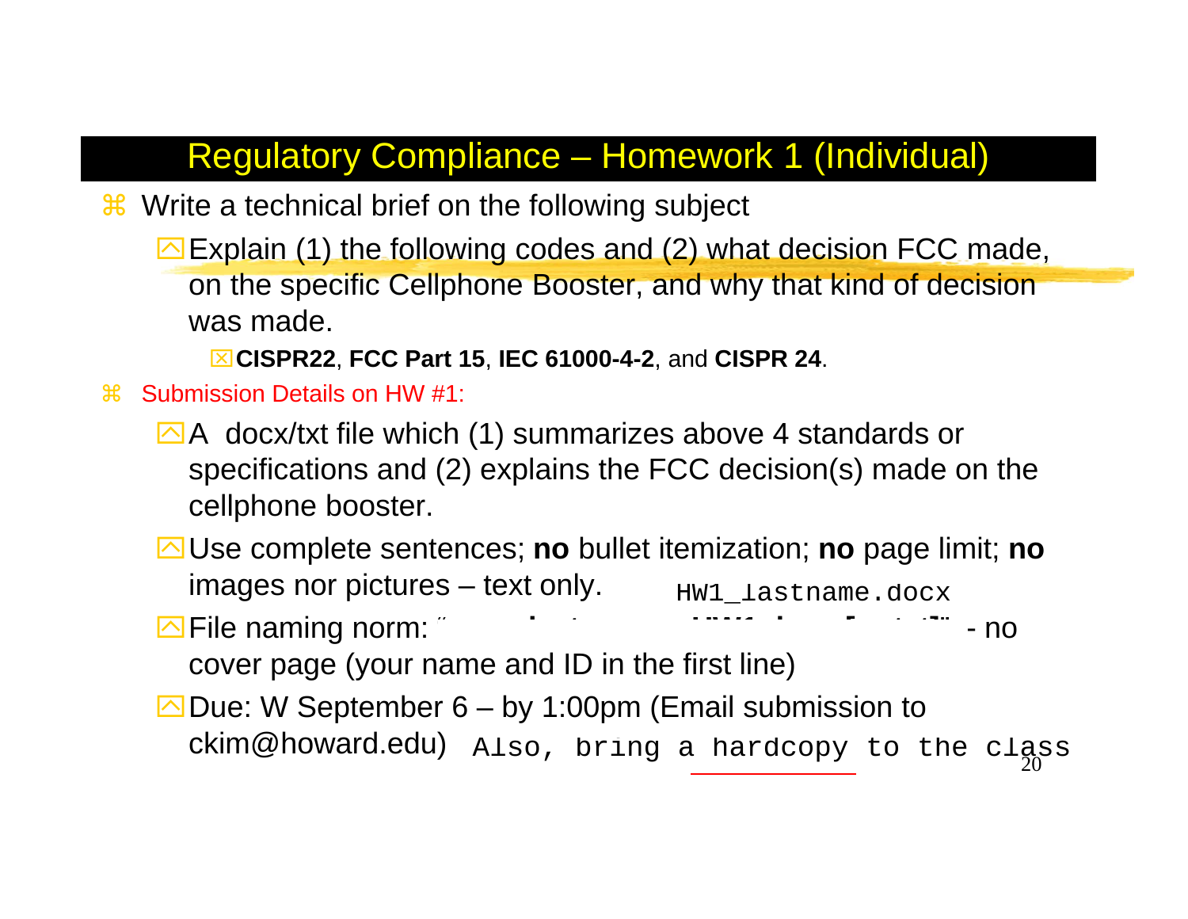# Regulatory Compliance – Homework 1 (Individual)

- Write a technical brief on the following subject
  - Explain (1) the following codes and (2) what decision FCC made, on the specific Cellphone Booster, and why that kind of decision was made.
    - **CISPR22**, **FCC Part 15**, **IEC 61000-4-2**, and **CISPR 24**.
- Submission Details on HW #1:
  - A docx/txt file which (1) summarizes above 4 standards or specifications and (2) explains the FCC decision(s) made on the cellphone booster.
  - Use complete sentences; **no** bullet itemization; **no** page limit; **no** images nor pictures – text only.
  - File naming norm: HW1_lastname.docx - no cover page (your name and ID in the first line)
  - Due: W September 6 – by 1:00pm (Email submission to ckim@howard.edu) Also, bring a hardcopy to the class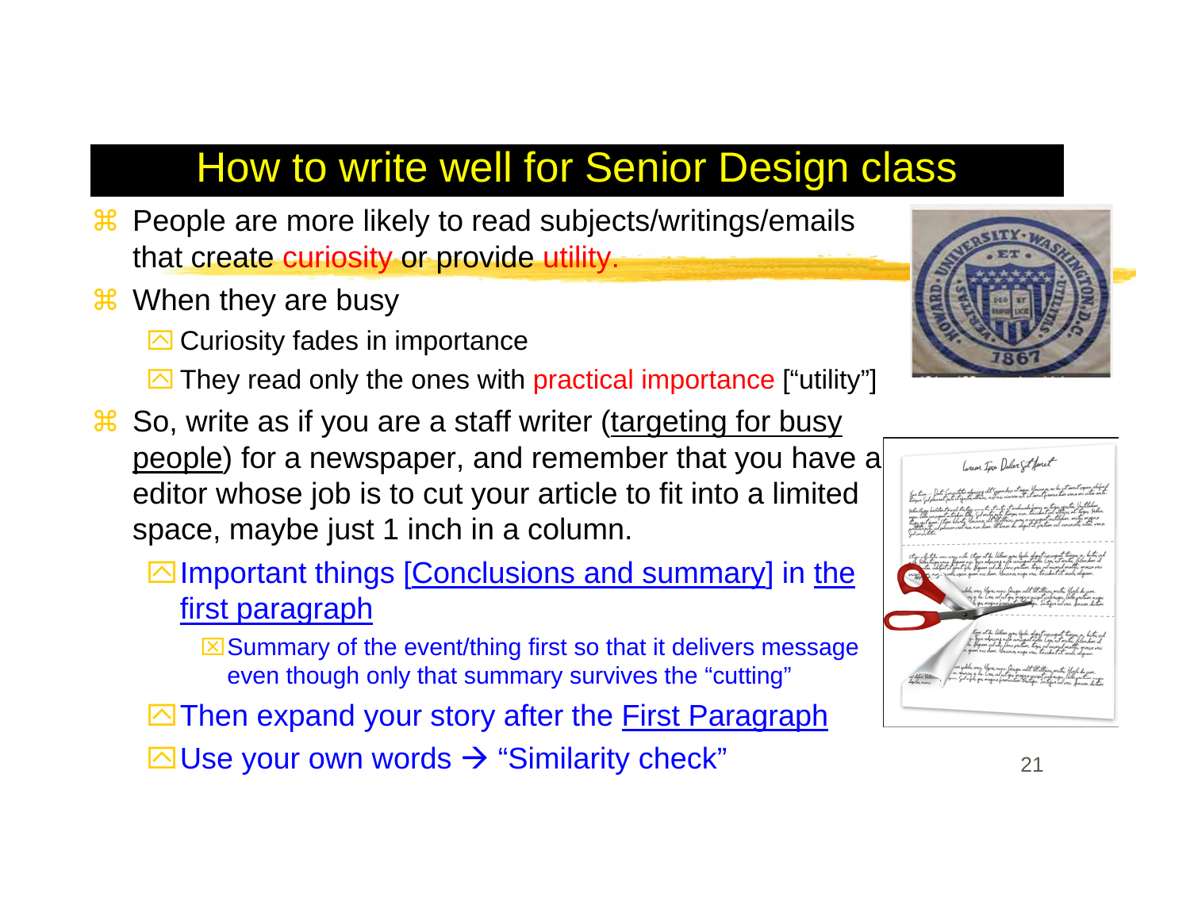# How to write well for Senior Design class

- People are more likely to read subjects/writings/emails that create curiosity or provide utility.
- When they are busy
  - Curiosity fades in importance
  - They read only the ones with practical importance ["utility"]
- So, write as if you are a staff writer (targeting for busy people) for a newspaper, and remember that you have a editor whose job is to cut your article to fit into a limited space, maybe just 1 inch in a column.
  - Important things [Conclusions and summary] in the first paragraph
    - Summary of the event/thing first so that it delivers message even though only that summary survives the "cutting"
  - Then expand your story after the First Paragraph
  - Use your own words → "Similarity check"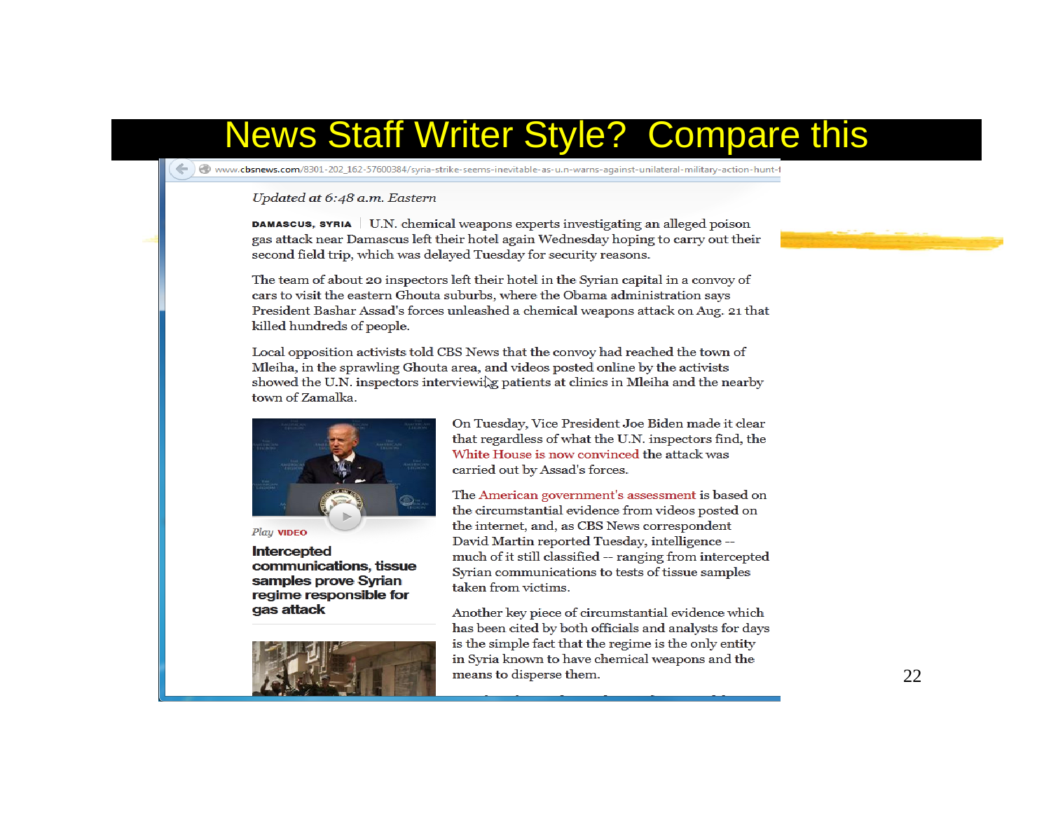# News Staff Writer Style? Compare this

www.cbsnews.com/8301-202_162-57600384/syria-strike-seems-inevitable-as-u.n-warns-against-unilateral-military-action-hunt-f

*Updated at 6:48 a.m. Eastern*

**DAMASCUS, SYRIA** | U.N. chemical weapons experts investigating an alleged poison gas attack near Damascus left their hotel again Wednesday hoping to carry out their second field trip, which was delayed Tuesday for security reasons.

The team of about 20 inspectors left their hotel in the Syrian capital in a convoy of cars to visit the eastern Ghouta suburbs, where the Obama administration says President Bashar Assad's forces unleashed a chemical weapons attack on Aug. 21 that killed hundreds of people.

Local opposition activists told CBS News that the convoy had reached the town of Mleiha, in the sprawling Ghouta area, and videos posted online by the activists showed the U.N. inspectors interviewing patients at clinics in Mleiha and the nearby town of Zamalka.

*Play* VIDEO

**Intercepted communications, tissue samples prove Syrian regime responsible for gas attack**

On Tuesday, Vice President Joe Biden made it clear that regardless of what the U.N. inspectors find, the White House is now convinced the attack was carried out by Assad's forces.

The American government's assessment is based on the circumstantial evidence from videos posted on the internet, and, as CBS News correspondent David Martin reported Tuesday, intelligence -- much of it still classified -- ranging from intercepted Syrian communications to tests of tissue samples taken from victims.

Another key piece of circumstantial evidence which has been cited by both officials and analysts for days is the simple fact that the regime is the only entity in Syria known to have chemical weapons and the means to disperse them.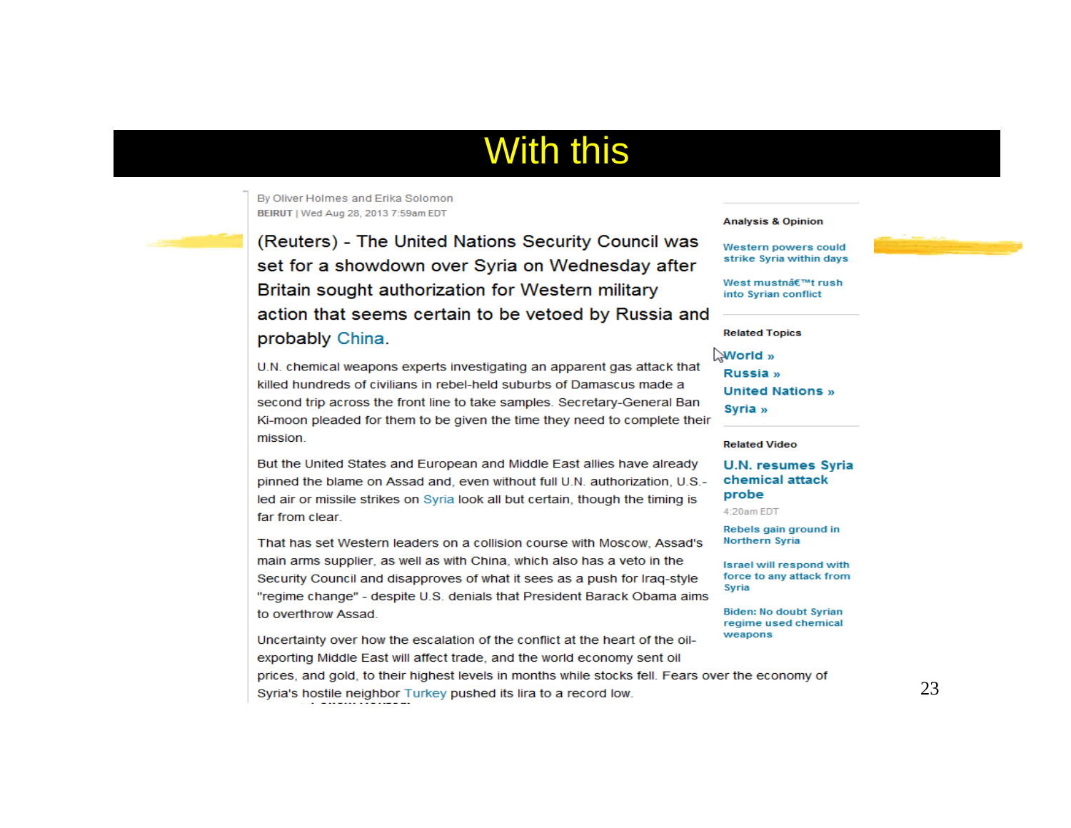# With this

By Oliver Holmes and Erika Solomon
BEIRUT | Wed Aug 28, 2013 7:59am EDT

(Reuters) - The United Nations Security Council was set for a showdown over Syria on Wednesday after Britain sought authorization for Western military action that seems certain to be vetoed by Russia and probably China.

U.N. chemical weapons experts investigating an apparent gas attack that killed hundreds of civilians in rebel-held suburbs of Damascus made a second trip across the front line to take samples. Secretary-General Ban Ki-moon pleaded for them to be given the time they need to complete their mission.

But the United States and European and Middle East allies have already pinned the blame on Assad and, even without full U.N. authorization, U.S.-led air or missile strikes on Syria look all but certain, though the timing is far from clear.

That has set Western leaders on a collision course with Moscow, Assad's main arms supplier, as well as with China, which also has a veto in the Security Council and disapproves of what it sees as a push for Iraq-style "regime change" - despite U.S. denials that President Barack Obama aims to overthrow Assad.

Uncertainty over how the escalation of the conflict at the heart of the oil-exporting Middle East will affect trade, and the world economy sent oil prices, and gold, to their highest levels in months while stocks fell. Fears over the economy of Syria's hostile neighbor Turkey pushed its lira to a record low.

**Analysis & Opinion**

Western powers could strike Syria within days

West mustnâ€™t rush into Syrian conflict

**Related Topics**

World »
Russia »
United Nations »
Syria »

**Related Video**

U.N. resumes Syria chemical attack probe
4:20am EDT

Rebels gain ground in Northern Syria

Israel will respond with force to any attack from Syria

Biden: No doubt Syrian regime used chemical weapons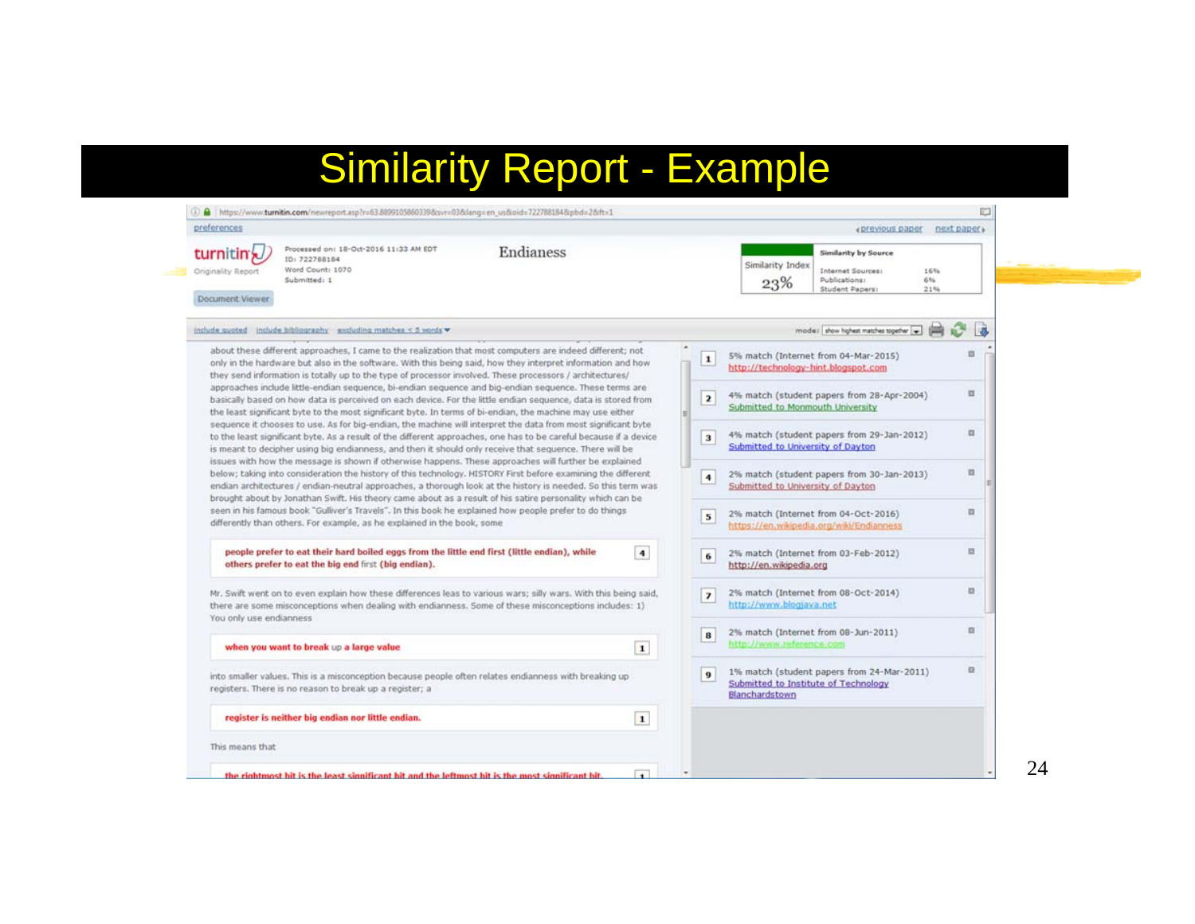# Similarity Report - Example

preferences

turnitin — Originality Report

Processed on: 18-Oct-2016 11:33 AM EDT
ID: 722788184
Word Count: 1070
Submitted: 1

Endianess

Document Viewer

| Similarity Index | Similarity by Source | |
|---|---|---|
| 23% | Internet Sources: | 16% |
| | Publications: | 6% |
| | Student Papers: | 21% |

‹previous paper  next paper›

include quoted  include bibliography  excluding matches < 5 words

mode: show highest matches together

about these different approaches, I came to the realization that most computers are indeed different; not only in the hardware but also in the software. With this being said, how they interpret information and how they send information is totally up to the type of processor involved. These processors / architectures/ approaches include little-endian sequence, bi-endian sequence and big-endian sequence. These terms are basically based on how data is perceived on each device. For the little endian sequence, data is stored from the least significant byte to the most significant byte. In terms of bi-endian, the machine may use either sequence it chooses to use. As for big-endian, the machine will interpret the data from most significant byte to the least significant byte. As a result of the different approaches, one has to be careful because if a device is meant to decipher using big endianness, and then it should only receive that sequence. There will be issues with how the message is shown if otherwise happens. These approaches will further be explained below; taking into consideration the history of this technology. HISTORY First before examining the different endian architectures / endian-neutral approaches, a thorough look at the history is needed. So this term was brought about by Jonathan Swift. His theory came about as a result of his satire personality which can be seen in his famous book "Gulliver's Travels". In this book he explained how people prefer to do things differently than others. For example, as he explained in the book, some

**people prefer to eat their hard boiled eggs from the little end first (little endian), while others prefer to eat the big end** first **(big endian).** [4]

Mr. Swift went on to even explain how these differences leas to various wars; silly wars. With this being said, there are some misconceptions when dealing with endianness. Some of these misconceptions includes: 1) You only use endianness

**when you want to break** up **a large value** [1]

into smaller values. This is a misconception because people often relates endianness with breaking up registers. There is no reason to break up a register; a

**register is neither big endian nor little endian.** [1]

This means that

**the rightmost bit is the least significant bit and the leftmost bit is the most significant bit.** [1]

1. 5% match (Internet from 04-Mar-2015) http://technology-hint.blogspot.com
2. 4% match (student papers from 28-Apr-2004) Submitted to Monmouth University
3. 4% match (student papers from 29-Jan-2012) Submitted to University of Dayton
4. 2% match (student papers from 30-Jan-2013) Submitted to University of Dayton
5. 2% match (Internet from 04-Oct-2016) https://en.wikipedia.org/wiki/Endianness
6. 2% match (Internet from 03-Feb-2012) http://en.wikipedia.org
7. 2% match (Internet from 08-Oct-2014) http://www.blogjava.net
8. 2% match (Internet from 08-Jun-2011) http://www.reference.com
9. 1% match (student papers from 24-Mar-2011) Submitted to Institute of Technology Blanchardstown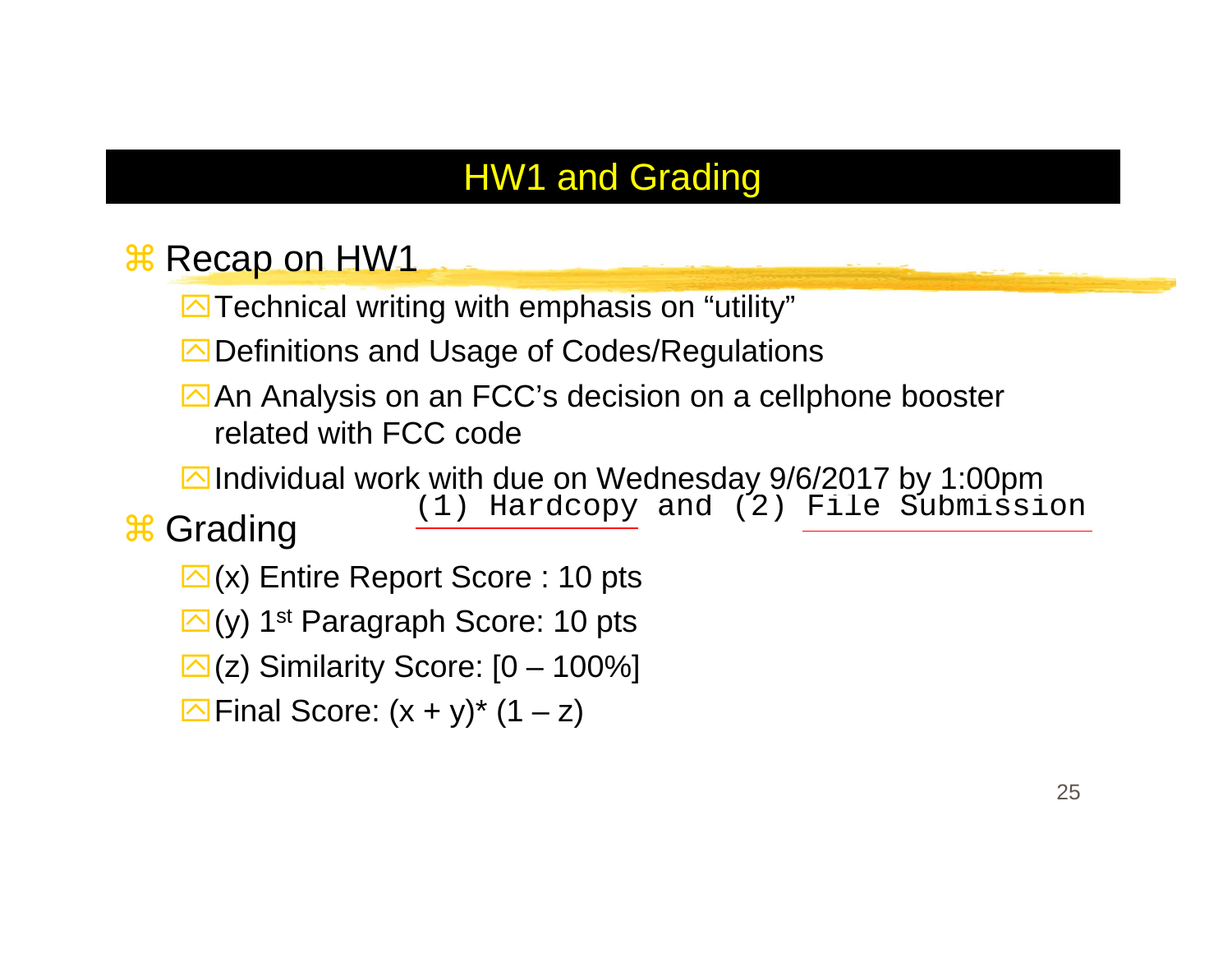# HW1 and Grading

- Recap on HW1
  - Technical writing with emphasis on “utility”
  - Definitions and Usage of Codes/Regulations
  - An Analysis on an FCC’s decision on a cellphone booster related with FCC code
  - Individual work with due on Wednesday 9/6/2017 by 1:00pm

    (1) Hardcopy and (2) File Submission
- Grading
  - (x) Entire Report Score : 10 pts
  - (y) 1st Paragraph Score: 10 pts
  - (z) Similarity Score: [0 – 100%]
  - Final Score: (x + y)* (1 – z)